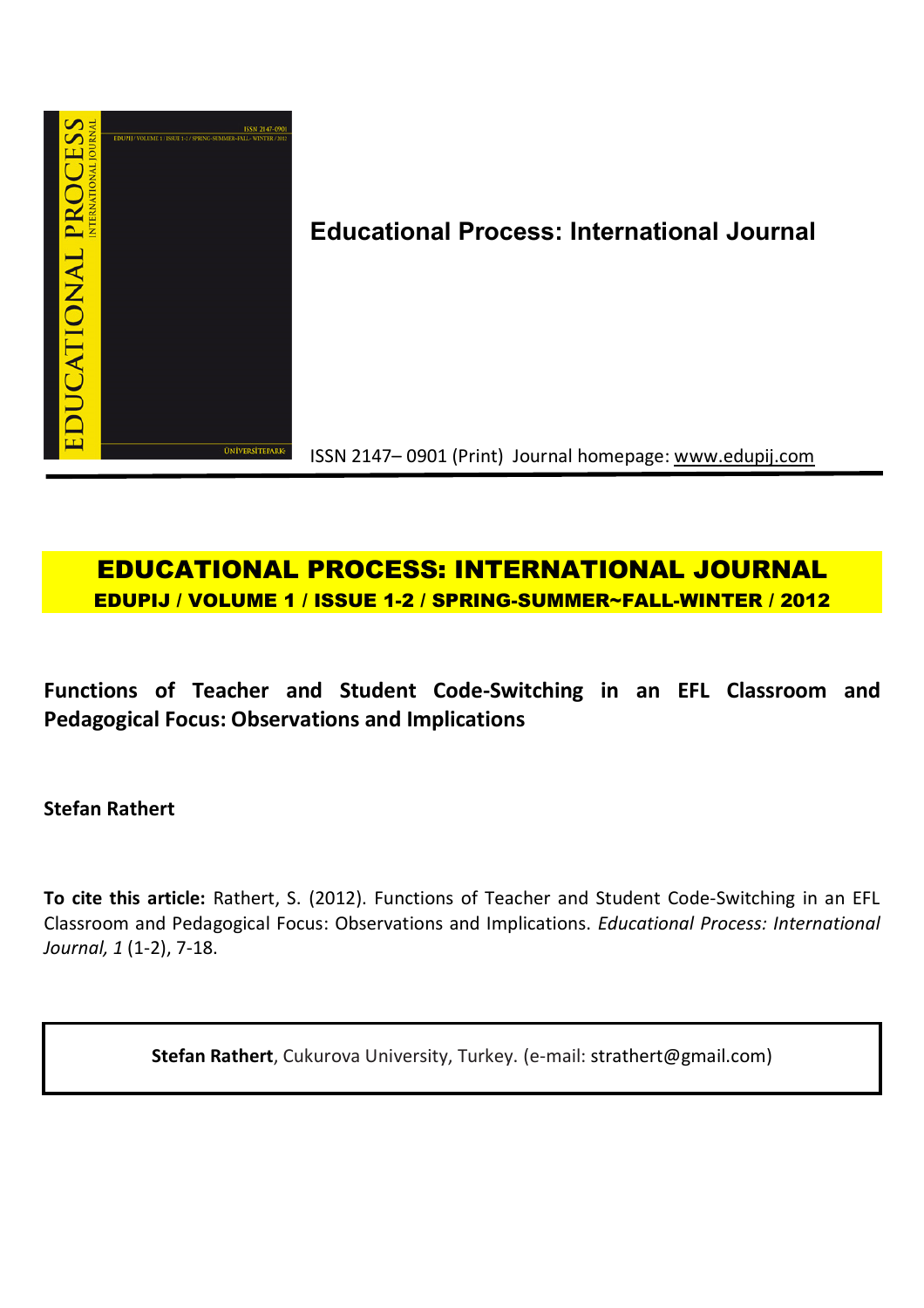**Educational Process: International Journal**

ISSN 2147– 0901 (Print) Journal homepage: www.edupij.com

**EDUCATIONAL PROCESS: INTERNATIONAL JOURNAL**

**EDUPIJ / VOLUME 1 / ISSUE 1-2 / SPRING-SUMMER~FALL-WINTER / 2012**

# Functions of Teacher and Student Code-Switching in an EFL Classroom and Pedagogical Focus: Observations and Implications

**Stefan Rathert**

**To cite this article:** Rathert, S. (2012). Functions of Teacher and Student Code-Switching in an EFL Classroom and Pedagogical Focus: Observations and Implications. *Educational Process: International Journal, 1* (1-2), 7-18.

**Stefan Rathert**, Cukurova University, Turkey. (e-mail: strathert@gmail.com)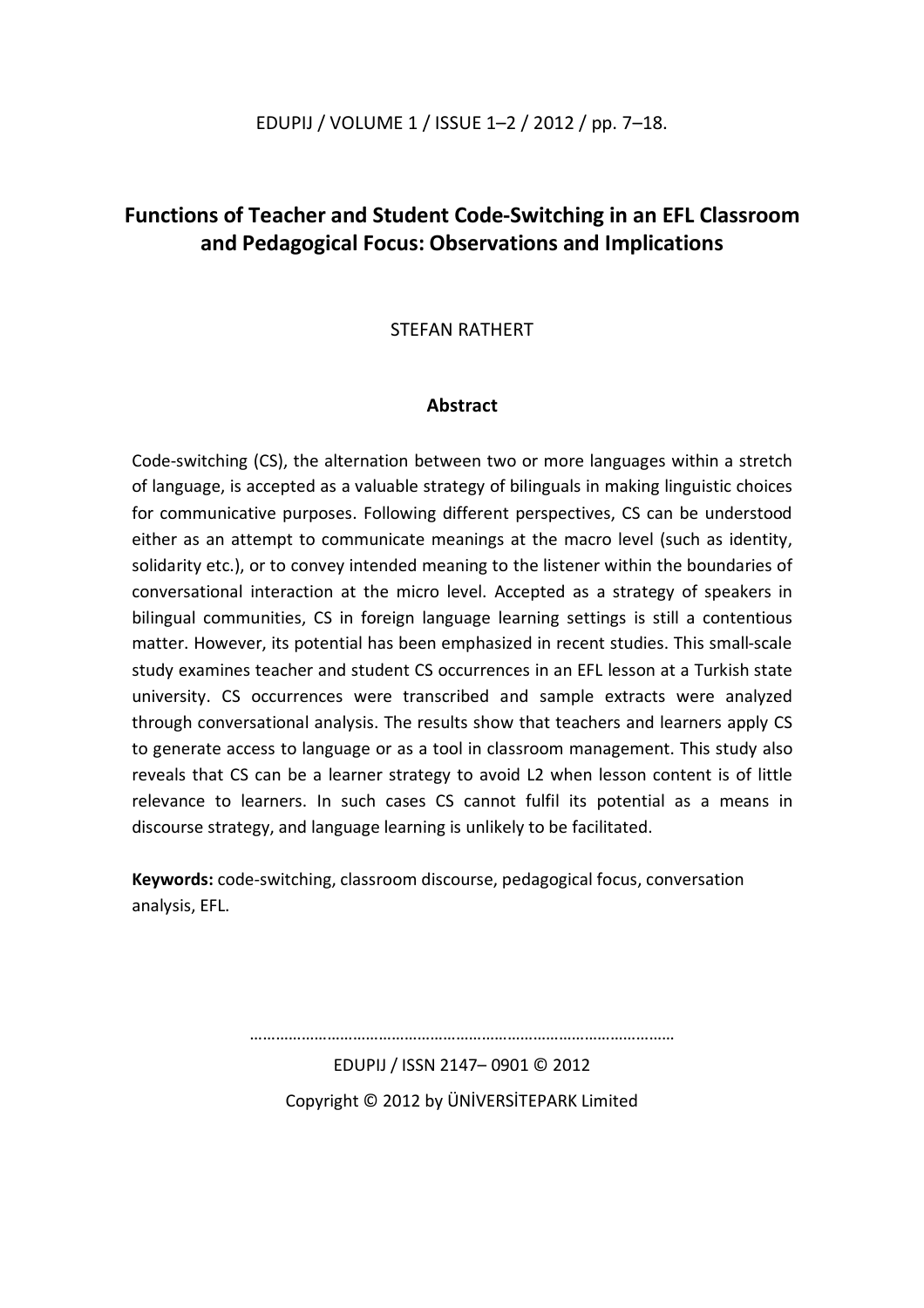# Functions of Teacher and Student Code-Switching in an EFL Classroom and Pedagogical Focus: Observations and Implications

STEFAN RATHERT

## Abstract

Code-switching (CS), the alternation between two or more languages within a stretch of language, is accepted as a valuable strategy of bilinguals in making linguistic choices for communicative purposes. Following different perspectives, CS can be understood either as an attempt to communicate meanings at the macro level (such as identity, solidarity etc.), or to convey intended meaning to the listener within the boundaries of conversational interaction at the micro level. Accepted as a strategy of speakers in bilingual communities, CS in foreign language learning settings is still a contentious matter. However, its potential has been emphasized in recent studies. This small-scale study examines teacher and student CS occurrences in an EFL lesson at a Turkish state university. CS occurrences were transcribed and sample extracts were analyzed through conversational analysis. The results show that teachers and learners apply CS to generate access to language or as a tool in classroom management. This study also reveals that CS can be a learner strategy to avoid L2 when lesson content is of little relevance to learners. In such cases CS cannot fulfil its potential as a means in discourse strategy, and language learning is unlikely to be facilitated.

**Keywords:** code-switching, classroom discourse, pedagogical focus, conversation analysis, EFL.

EDUPIJ / ISSN 2147– 0901 © 2012

Copyright © 2012 by ÜNİVERSİTEPARK Limited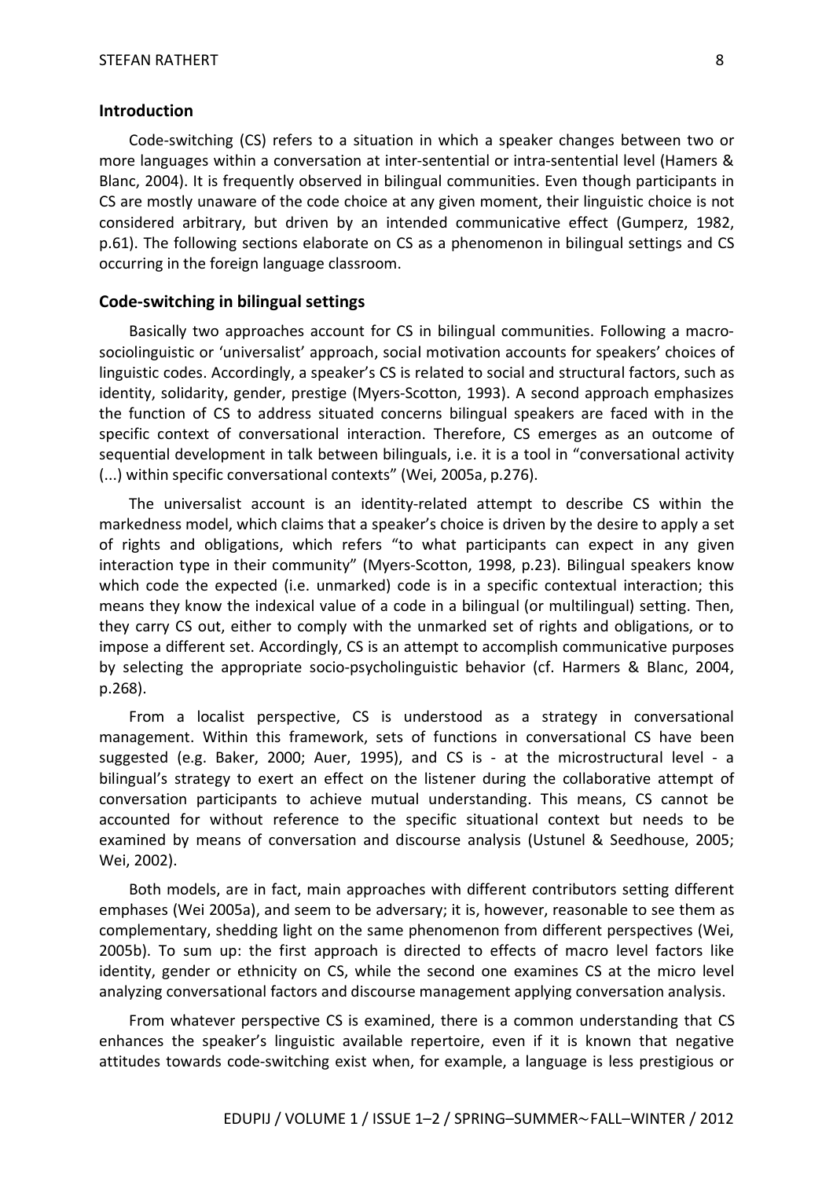## Introduction

Code-switching (CS) refers to a situation in which a speaker changes between two or more languages within a conversation at inter-sentential or intra-sentential level (Hamers & Blanc, 2004). It is frequently observed in bilingual communities. Even though participants in CS are mostly unaware of the code choice at any given moment, their linguistic choice is not considered arbitrary, but driven by an intended communicative effect (Gumperz, 1982, p.61). The following sections elaborate on CS as a phenomenon in bilingual settings and CS occurring in the foreign language classroom.

## Code-switching in bilingual settings

Basically two approaches account for CS in bilingual communities. Following a macro-sociolinguistic or 'universalist' approach, social motivation accounts for speakers' choices of linguistic codes. Accordingly, a speaker's CS is related to social and structural factors, such as identity, solidarity, gender, prestige (Myers-Scotton, 1993). A second approach emphasizes the function of CS to address situated concerns bilingual speakers are faced with in the specific context of conversational interaction. Therefore, CS emerges as an outcome of sequential development in talk between bilinguals, i.e. it is a tool in "conversational activity (...) within specific conversational contexts" (Wei, 2005a, p.276).

The universalist account is an identity-related attempt to describe CS within the markedness model, which claims that a speaker's choice is driven by the desire to apply a set of rights and obligations, which refers "to what participants can expect in any given interaction type in their community" (Myers-Scotton, 1998, p.23). Bilingual speakers know which code the expected (i.e. unmarked) code is in a specific contextual interaction; this means they know the indexical value of a code in a bilingual (or multilingual) setting. Then, they carry CS out, either to comply with the unmarked set of rights and obligations, or to impose a different set. Accordingly, CS is an attempt to accomplish communicative purposes by selecting the appropriate socio-psycholinguistic behavior (cf. Harmers & Blanc, 2004, p.268).

From a localist perspective, CS is understood as a strategy in conversational management. Within this framework, sets of functions in conversational CS have been suggested (e.g. Baker, 2000; Auer, 1995), and CS is - at the microstructural level - a bilingual's strategy to exert an effect on the listener during the collaborative attempt of conversation participants to achieve mutual understanding. This means, CS cannot be accounted for without reference to the specific situational context but needs to be examined by means of conversation and discourse analysis (Ustunel & Seedhouse, 2005; Wei, 2002).

Both models, are in fact, main approaches with different contributors setting different emphases (Wei 2005a), and seem to be adversary; it is, however, reasonable to see them as complementary, shedding light on the same phenomenon from different perspectives (Wei, 2005b). To sum up: the first approach is directed to effects of macro level factors like identity, gender or ethnicity on CS, while the second one examines CS at the micro level analyzing conversational factors and discourse management applying conversation analysis.

From whatever perspective CS is examined, there is a common understanding that CS enhances the speaker's linguistic available repertoire, even if it is known that negative attitudes towards code-switching exist when, for example, a language is less prestigious or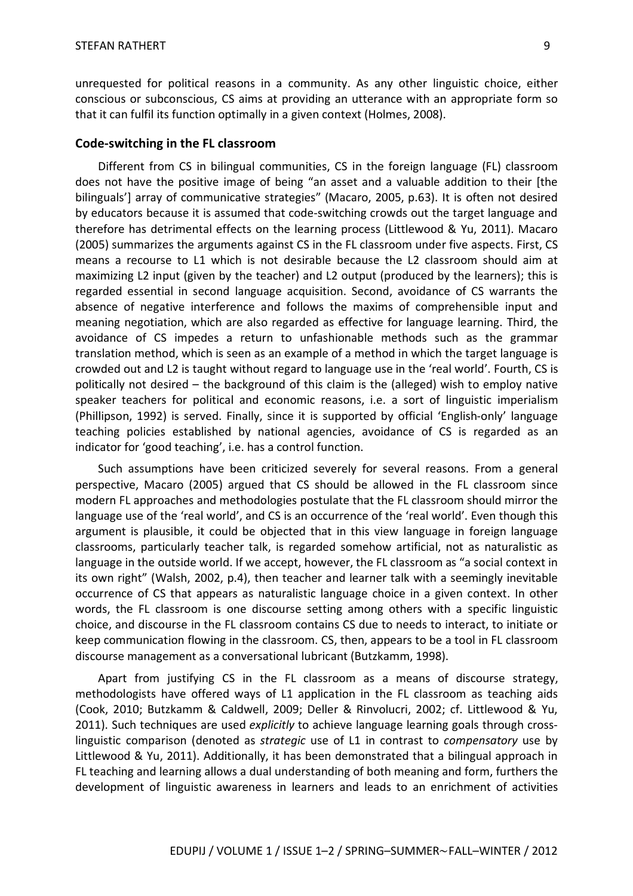unrequested for political reasons in a community. As any other linguistic choice, either conscious or subconscious, CS aims at providing an utterance with an appropriate form so that it can fulfil its function optimally in a given context (Holmes, 2008).

## Code-switching in the FL classroom

Different from CS in bilingual communities, CS in the foreign language (FL) classroom does not have the positive image of being "an asset and a valuable addition to their [the bilinguals'] array of communicative strategies" (Macaro, 2005, p.63). It is often not desired by educators because it is assumed that code-switching crowds out the target language and therefore has detrimental effects on the learning process (Littlewood & Yu, 2011). Macaro (2005) summarizes the arguments against CS in the FL classroom under five aspects. First, CS means a recourse to L1 which is not desirable because the L2 classroom should aim at maximizing L2 input (given by the teacher) and L2 output (produced by the learners); this is regarded essential in second language acquisition. Second, avoidance of CS warrants the absence of negative interference and follows the maxims of comprehensible input and meaning negotiation, which are also regarded as effective for language learning. Third, the avoidance of CS impedes a return to unfashionable methods such as the grammar translation method, which is seen as an example of a method in which the target language is crowded out and L2 is taught without regard to language use in the 'real world'. Fourth, CS is politically not desired – the background of this claim is the (alleged) wish to employ native speaker teachers for political and economic reasons, i.e. a sort of linguistic imperialism (Phillipson, 1992) is served. Finally, since it is supported by official 'English-only' language teaching policies established by national agencies, avoidance of CS is regarded as an indicator for 'good teaching', i.e. has a control function.

Such assumptions have been criticized severely for several reasons. From a general perspective, Macaro (2005) argued that CS should be allowed in the FL classroom since modern FL approaches and methodologies postulate that the FL classroom should mirror the language use of the 'real world', and CS is an occurrence of the 'real world'. Even though this argument is plausible, it could be objected that in this view language in foreign language classrooms, particularly teacher talk, is regarded somehow artificial, not as naturalistic as language in the outside world. If we accept, however, the FL classroom as "a social context in its own right" (Walsh, 2002, p.4), then teacher and learner talk with a seemingly inevitable occurrence of CS that appears as naturalistic language choice in a given context. In other words, the FL classroom is one discourse setting among others with a specific linguistic choice, and discourse in the FL classroom contains CS due to needs to interact, to initiate or keep communication flowing in the classroom. CS, then, appears to be a tool in FL classroom discourse management as a conversational lubricant (Butzkamm, 1998).

Apart from justifying CS in the FL classroom as a means of discourse strategy, methodologists have offered ways of L1 application in the FL classroom as teaching aids (Cook, 2010; Butzkamm & Caldwell, 2009; Deller & Rinvolucri, 2002; cf. Littlewood & Yu, 2011). Such techniques are used *explicitly* to achieve language learning goals through cross-linguistic comparison (denoted as *strategic* use of L1 in contrast to *compensatory* use by Littlewood & Yu, 2011). Additionally, it has been demonstrated that a bilingual approach in FL teaching and learning allows a dual understanding of both meaning and form, furthers the development of linguistic awareness in learners and leads to an enrichment of activities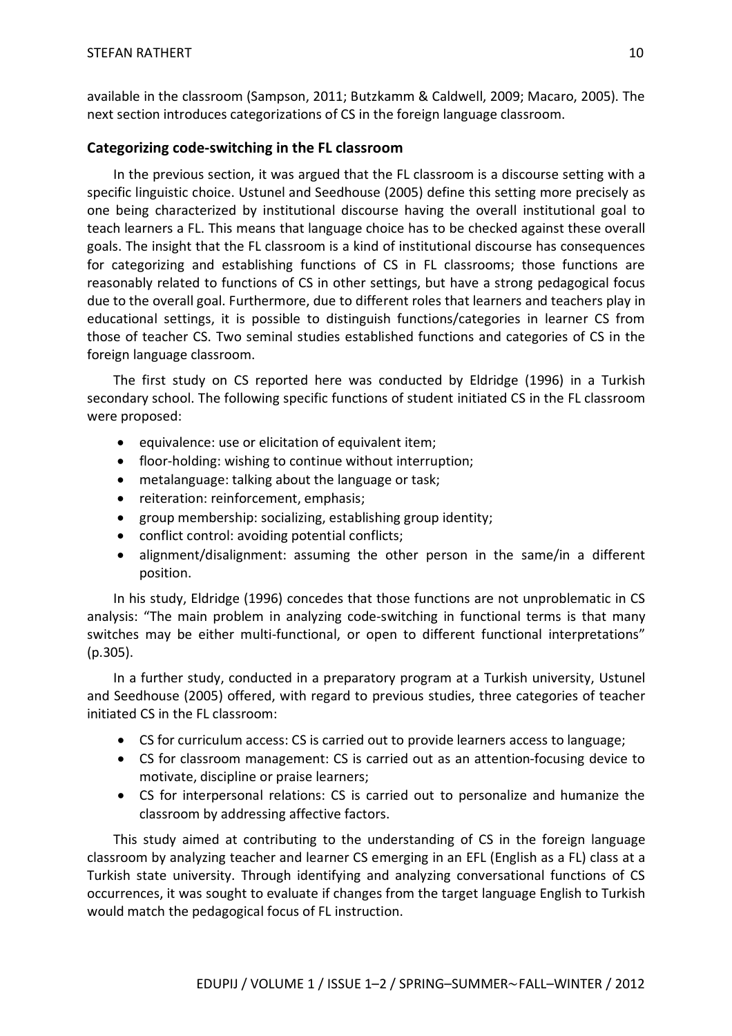available in the classroom (Sampson, 2011; Butzkamm & Caldwell, 2009; Macaro, 2005). The next section introduces categorizations of CS in the foreign language classroom.

## Categorizing code-switching in the FL classroom

In the previous section, it was argued that the FL classroom is a discourse setting with a specific linguistic choice. Ustunel and Seedhouse (2005) define this setting more precisely as one being characterized by institutional discourse having the overall institutional goal to teach learners a FL. This means that language choice has to be checked against these overall goals. The insight that the FL classroom is a kind of institutional discourse has consequences for categorizing and establishing functions of CS in FL classrooms; those functions are reasonably related to functions of CS in other settings, but have a strong pedagogical focus due to the overall goal. Furthermore, due to different roles that learners and teachers play in educational settings, it is possible to distinguish functions/categories in learner CS from those of teacher CS. Two seminal studies established functions and categories of CS in the foreign language classroom.

The first study on CS reported here was conducted by Eldridge (1996) in a Turkish secondary school. The following specific functions of student initiated CS in the FL classroom were proposed:

- equivalence: use or elicitation of equivalent item;
- floor-holding: wishing to continue without interruption;
- metalanguage: talking about the language or task;
- reiteration: reinforcement, emphasis;
- group membership: socializing, establishing group identity;
- conflict control: avoiding potential conflicts;
- alignment/disalignment: assuming the other person in the same/in a different position.

In his study, Eldridge (1996) concedes that those functions are not unproblematic in CS analysis: "The main problem in analyzing code-switching in functional terms is that many switches may be either multi-functional, or open to different functional interpretations" (p.305).

In a further study, conducted in a preparatory program at a Turkish university, Ustunel and Seedhouse (2005) offered, with regard to previous studies, three categories of teacher initiated CS in the FL classroom:

- CS for curriculum access: CS is carried out to provide learners access to language;
- CS for classroom management: CS is carried out as an attention-focusing device to motivate, discipline or praise learners;
- CS for interpersonal relations: CS is carried out to personalize and humanize the classroom by addressing affective factors.

This study aimed at contributing to the understanding of CS in the foreign language classroom by analyzing teacher and learner CS emerging in an EFL (English as a FL) class at a Turkish state university. Through identifying and analyzing conversational functions of CS occurrences, it was sought to evaluate if changes from the target language English to Turkish would match the pedagogical focus of FL instruction.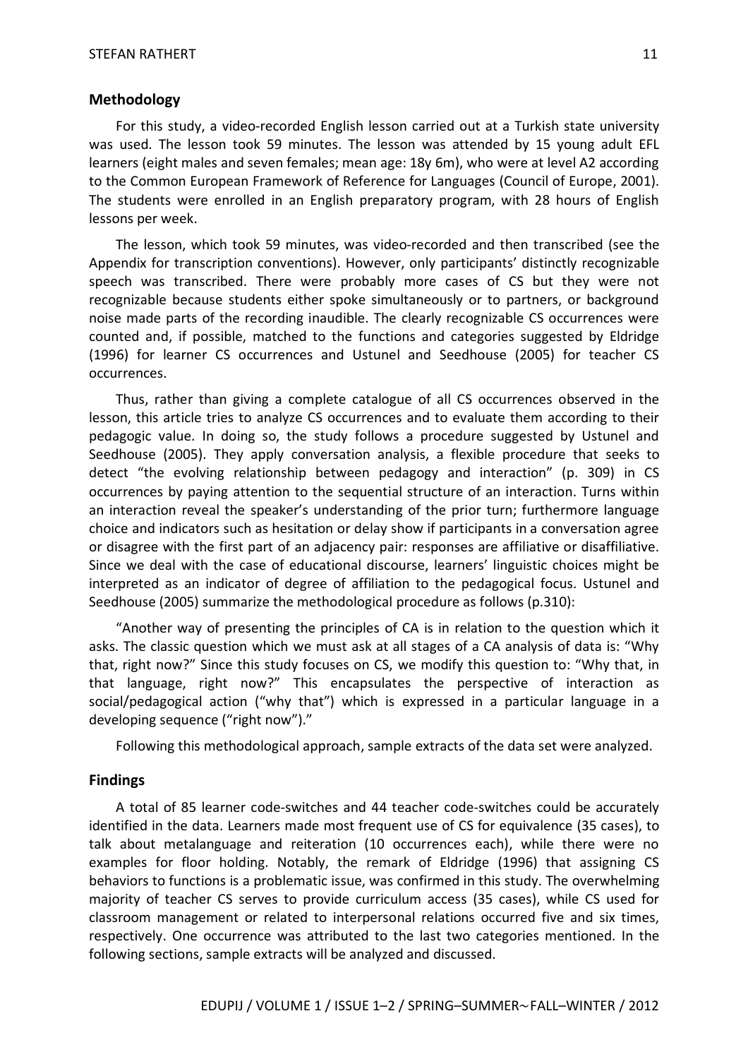## Methodology

For this study, a video-recorded English lesson carried out at a Turkish state university was used. The lesson took 59 minutes. The lesson was attended by 15 young adult EFL learners (eight males and seven females; mean age: 18y 6m), who were at level A2 according to the Common European Framework of Reference for Languages (Council of Europe, 2001). The students were enrolled in an English preparatory program, with 28 hours of English lessons per week.

The lesson, which took 59 minutes, was video-recorded and then transcribed (see the Appendix for transcription conventions). However, only participants' distinctly recognizable speech was transcribed. There were probably more cases of CS but they were not recognizable because students either spoke simultaneously or to partners, or background noise made parts of the recording inaudible. The clearly recognizable CS occurrences were counted and, if possible, matched to the functions and categories suggested by Eldridge (1996) for learner CS occurrences and Ustunel and Seedhouse (2005) for teacher CS occurrences.

Thus, rather than giving a complete catalogue of all CS occurrences observed in the lesson, this article tries to analyze CS occurrences and to evaluate them according to their pedagogic value. In doing so, the study follows a procedure suggested by Ustunel and Seedhouse (2005). They apply conversation analysis, a flexible procedure that seeks to detect "the evolving relationship between pedagogy and interaction" (p. 309) in CS occurrences by paying attention to the sequential structure of an interaction. Turns within an interaction reveal the speaker's understanding of the prior turn; furthermore language choice and indicators such as hesitation or delay show if participants in a conversation agree or disagree with the first part of an adjacency pair: responses are affiliative or disaffiliative. Since we deal with the case of educational discourse, learners' linguistic choices might be interpreted as an indicator of degree of affiliation to the pedagogical focus. Ustunel and Seedhouse (2005) summarize the methodological procedure as follows (p.310):

"Another way of presenting the principles of CA is in relation to the question which it asks. The classic question which we must ask at all stages of a CA analysis of data is: "Why that, right now?" Since this study focuses on CS, we modify this question to: "Why that, in that language, right now?" This encapsulates the perspective of interaction as social/pedagogical action ("why that") which is expressed in a particular language in a developing sequence ("right now")."

Following this methodological approach, sample extracts of the data set were analyzed.

## Findings

A total of 85 learner code-switches and 44 teacher code-switches could be accurately identified in the data. Learners made most frequent use of CS for equivalence (35 cases), to talk about metalanguage and reiteration (10 occurrences each), while there were no examples for floor holding. Notably, the remark of Eldridge (1996) that assigning CS behaviors to functions is a problematic issue, was confirmed in this study. The overwhelming majority of teacher CS serves to provide curriculum access (35 cases), while CS used for classroom management or related to interpersonal relations occurred five and six times, respectively. One occurrence was attributed to the last two categories mentioned. In the following sections, sample extracts will be analyzed and discussed.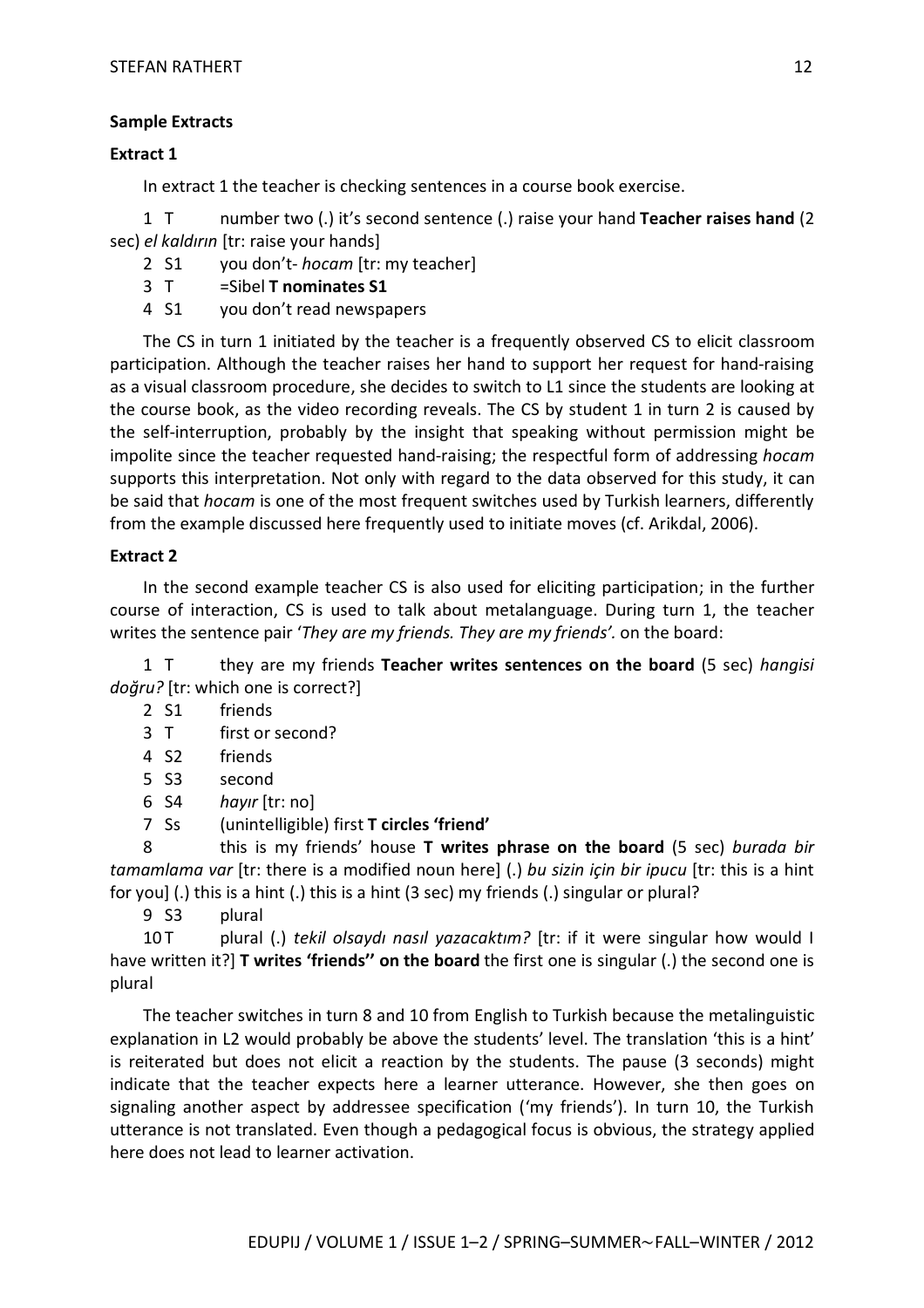### Sample Extracts

#### Extract 1

In extract 1 the teacher is checking sentences in a course book exercise.

1 T number two (.) it's second sentence (.) raise your hand **Teacher raises hand** (2 sec) *el kaldırın* [tr: raise your hands]

2 S1 you don't- *hocam* [tr: my teacher]

3 T =Sibel **T nominates S1**

4 S1 you don't read newspapers

The CS in turn 1 initiated by the teacher is a frequently observed CS to elicit classroom participation. Although the teacher raises her hand to support her request for hand-raising as a visual classroom procedure, she decides to switch to L1 since the students are looking at the course book, as the video recording reveals. The CS by student 1 in turn 2 is caused by the self-interruption, probably by the insight that speaking without permission might be impolite since the teacher requested hand-raising; the respectful form of addressing *hocam* supports this interpretation. Not only with regard to the data observed for this study, it can be said that *hocam* is one of the most frequent switches used by Turkish learners, differently from the example discussed here frequently used to initiate moves (cf. Arikdal, 2006).

#### Extract 2

In the second example teacher CS is also used for eliciting participation; in the further course of interaction, CS is used to talk about metalanguage. During turn 1, the teacher writes the sentence pair '*They are my friends. They are my friends'.* on the board:

1 T they are my friends **Teacher writes sentences on the board** (5 sec) *hangisi doğru?* [tr: which one is correct?]

2 S1 friends

3 T first or second?

4 S2 friends

5 S3 second

6 S4 *hayır* [tr: no]

7 Ss (unintelligible) first **T circles 'friend'**

8 this is my friends' house **T writes phrase on the board** (5 sec) *burada bir tamamlama var* [tr: there is a modified noun here] (.) *bu sizin için bir ipucu* [tr: this is a hint for you] (.) this is a hint (.) this is a hint (3 sec) my friends (.) singular or plural?

9 S3 plural

10 T plural (.) *tekil olsaydı nasıl yazacaktım?* [tr: if it were singular how would I have written it?] **T writes 'friends'' on the board** the first one is singular (.) the second one is plural

The teacher switches in turn 8 and 10 from English to Turkish because the metalinguistic explanation in L2 would probably be above the students' level. The translation 'this is a hint' is reiterated but does not elicit a reaction by the students. The pause (3 seconds) might indicate that the teacher expects here a learner utterance. However, she then goes on signaling another aspect by addressee specification ('my friends'). In turn 10, the Turkish utterance is not translated. Even though a pedagogical focus is obvious, the strategy applied here does not lead to learner activation.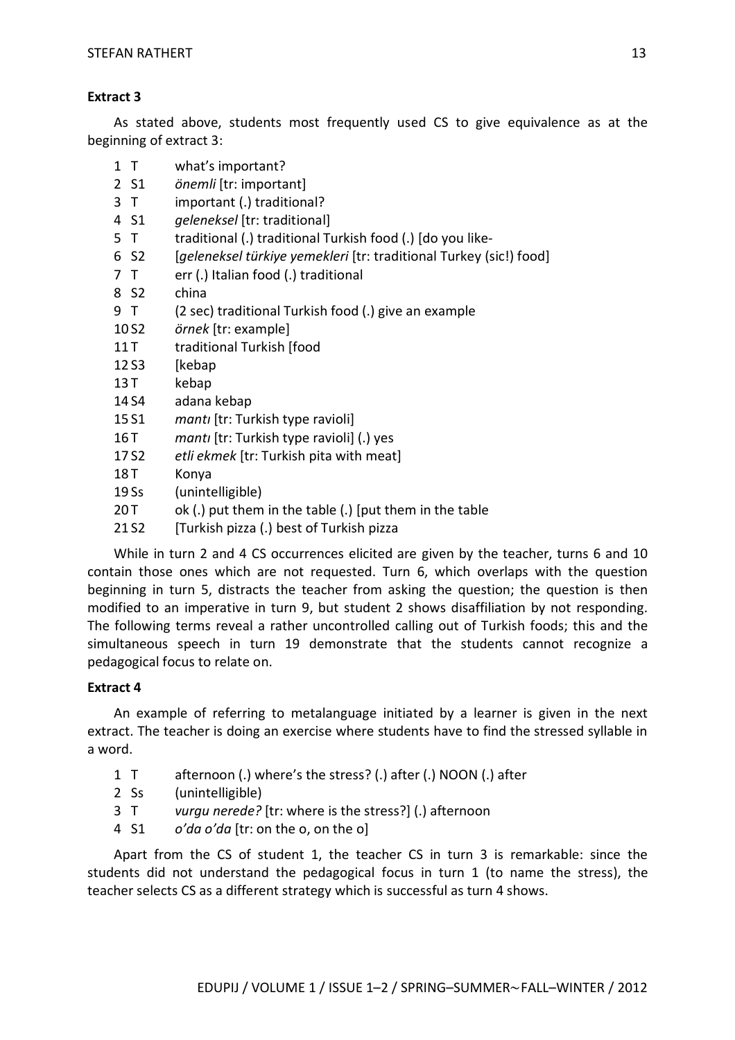**Extract 3**

As stated above, students most frequently used CS to give equivalence as at the beginning of extract 3:

1 T what's important?
2 S1 *önemli* [tr: important]
3 T important (.) traditional?
4 S1 *geleneksel* [tr: traditional]
5 T traditional (.) traditional Turkish food (.) [do you like-
6 S2 [*geleneksel türkiye yemekleri* [tr: traditional Turkey (sic!) food]
7 T err (.) Italian food (.) traditional
8 S2 china
9 T (2 sec) traditional Turkish food (.) give an example
10 S2 *örnek* [tr: example]
11 T traditional Turkish [food
12 S3 [kebap
13 T kebap
14 S4 adana kebap
15 S1 *mantı* [tr: Turkish type ravioli]
16 T *mantı* [tr: Turkish type ravioli] (.) yes
17 S2 *etli ekmek* [tr: Turkish pita with meat]
18 T Konya
19 Ss (unintelligible)
20 T ok (.) put them in the table (.) [put them in the table
21 S2 [Turkish pizza (.) best of Turkish pizza

While in turn 2 and 4 CS occurrences elicited are given by the teacher, turns 6 and 10 contain those ones which are not requested. Turn 6, which overlaps with the question beginning in turn 5, distracts the teacher from asking the question; the question is then modified to an imperative in turn 9, but student 2 shows disaffiliation by not responding. The following terms reveal a rather uncontrolled calling out of Turkish foods; this and the simultaneous speech in turn 19 demonstrate that the students cannot recognize a pedagogical focus to relate on.

**Extract 4**

An example of referring to metalanguage initiated by a learner is given in the next extract. The teacher is doing an exercise where students have to find the stressed syllable in a word.

1 T afternoon (.) where's the stress? (.) after (.) NOON (.) after
2 Ss (unintelligible)
3 T *vurgu nerede?* [tr: where is the stress?] (.) afternoon
4 S1 *o'da o'da* [tr: on the o, on the o]

Apart from the CS of student 1, the teacher CS in turn 3 is remarkable: since the students did not understand the pedagogical focus in turn 1 (to name the stress), the teacher selects CS as a different strategy which is successful as turn 4 shows.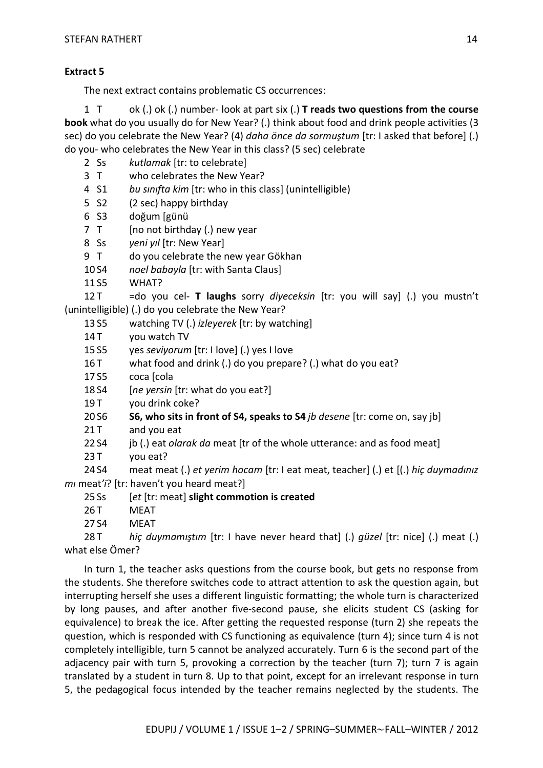**Extract 5**

The next extract contains problematic CS occurrences:

1 T ok (.) ok (.) number- look at part six (.) **T reads two questions from the course book** what do you usually do for New Year? (.) think about food and drink people activities (3 sec) do you celebrate the New Year? (4) *daha önce da sormuştum* [tr: I asked that before] (.) do you- who celebrates the New Year in this class? (5 sec) celebrate

2 Ss *kutlamak* [tr: to celebrate]

3 T who celebrates the New Year?

4 S1 *bu sınıfta kim* [tr: who in this class] (unintelligible)

5 S2 (2 sec) happy birthday

6 S3 doğum [günü

7 T [no not birthday (.) new year

8 Ss *yeni yıl* [tr: New Year]

9 T do you celebrate the new year Gökhan

10 S4 *noel babayla* [tr: with Santa Claus]

11 S5 WHAT?

12 T =do you cel- **T laughs** sorry *diyeceksin* [tr: you will say] (.) you mustn't (unintelligible) (.) do you celebrate the New Year?

13 S5 watching TV (.) *izleyerek* [tr: by watching]

14 T you watch TV

15 S5 yes *seviyorum* [tr: I love] (.) yes I love

16 T what food and drink (.) do you prepare? (.) what do you eat?

17 S5 coca [cola

18 S4 [*ne yersin* [tr: what do you eat?]

19 T you drink coke?

20 S6 **S6, who sits in front of S4, speaks to S4** *jb desene* [tr: come on, say jb]

21 T and you eat

22 S4 jb (.) eat *olarak da* meat [tr of the whole utterance: and as food meat]

23 T you eat?

24 S4 meat meat (.) *et yerim hocam* [tr: I eat meat, teacher] (.) et [(.) *hiç duymadınız mı* meat*'i*? [tr: haven't you heard meat?]

25 Ss [*et* [tr: meat] **slight commotion is created**

26 T MEAT

27 S4 MEAT

28 T *hiç duymamıştım* [tr: I have never heard that] (.) *güzel* [tr: nice] (.) meat (.) what else Ömer?

In turn 1, the teacher asks questions from the course book, but gets no response from the students. She therefore switches code to attract attention to ask the question again, but interrupting herself she uses a different linguistic formatting; the whole turn is characterized by long pauses, and after another five-second pause, she elicits student CS (asking for equivalence) to break the ice. After getting the requested response (turn 2) she repeats the question, which is responded with CS functioning as equivalence (turn 4); since turn 4 is not completely intelligible, turn 5 cannot be analyzed accurately. Turn 6 is the second part of the adjacency pair with turn 5, provoking a correction by the teacher (turn 7); turn 7 is again translated by a student in turn 8. Up to that point, except for an irrelevant response in turn 5, the pedagogical focus intended by the teacher remains neglected by the students. The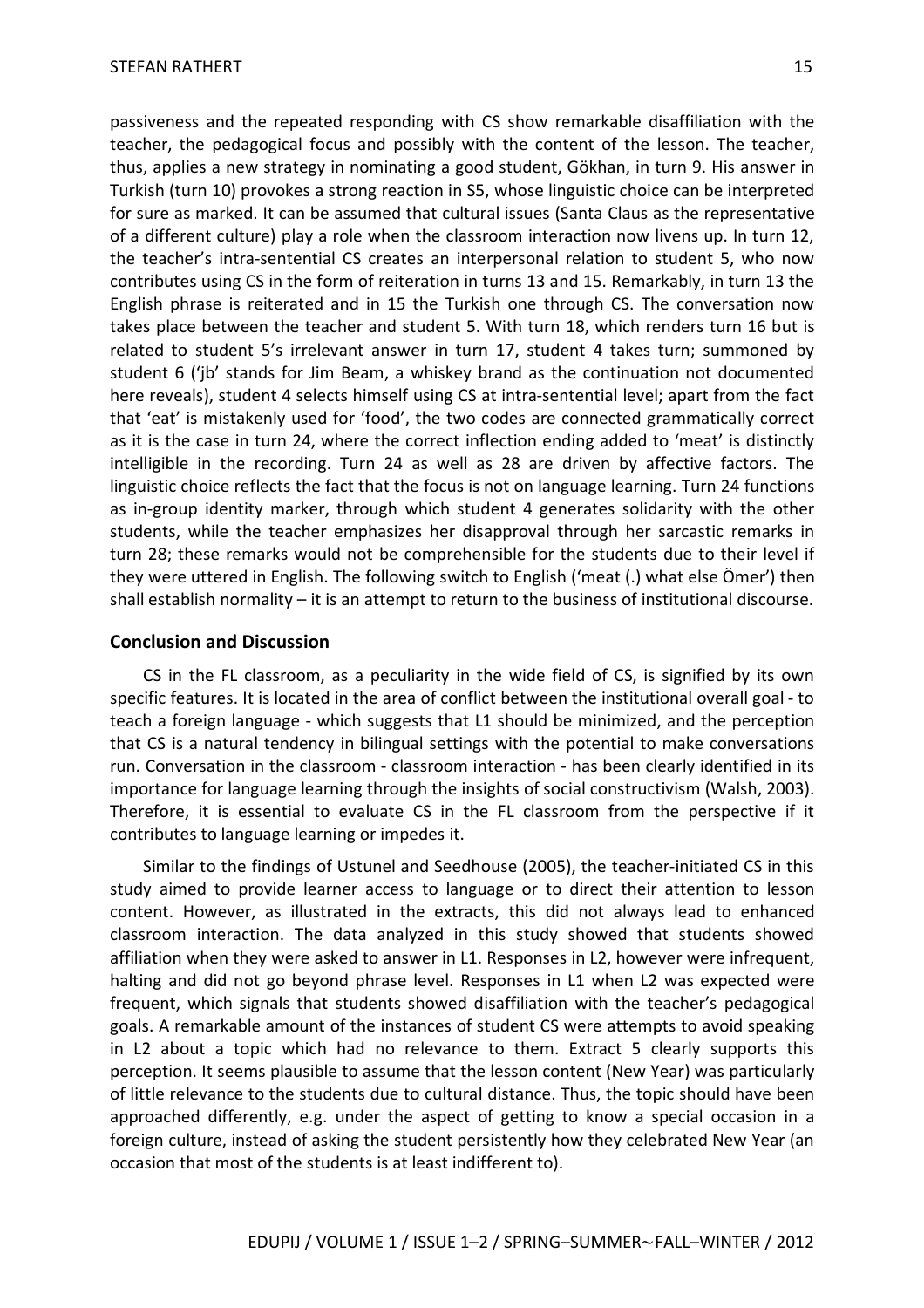passiveness and the repeated responding with CS show remarkable disaffiliation with the teacher, the pedagogical focus and possibly with the content of the lesson. The teacher, thus, applies a new strategy in nominating a good student, Gökhan, in turn 9. His answer in Turkish (turn 10) provokes a strong reaction in S5, whose linguistic choice can be interpreted for sure as marked. It can be assumed that cultural issues (Santa Claus as the representative of a different culture) play a role when the classroom interaction now livens up. In turn 12, the teacher's intra-sentential CS creates an interpersonal relation to student 5, who now contributes using CS in the form of reiteration in turns 13 and 15. Remarkably, in turn 13 the English phrase is reiterated and in 15 the Turkish one through CS. The conversation now takes place between the teacher and student 5. With turn 18, which renders turn 16 but is related to student 5's irrelevant answer in turn 17, student 4 takes turn; summoned by student 6 ('jb' stands for Jim Beam, a whiskey brand as the continuation not documented here reveals), student 4 selects himself using CS at intra-sentential level; apart from the fact that 'eat' is mistakenly used for 'food', the two codes are connected grammatically correct as it is the case in turn 24, where the correct inflection ending added to 'meat' is distinctly intelligible in the recording. Turn 24 as well as 28 are driven by affective factors. The linguistic choice reflects the fact that the focus is not on language learning. Turn 24 functions as in-group identity marker, through which student 4 generates solidarity with the other students, while the teacher emphasizes her disapproval through her sarcastic remarks in turn 28; these remarks would not be comprehensible for the students due to their level if they were uttered in English. The following switch to English ('meat (.) what else Ömer') then shall establish normality – it is an attempt to return to the business of institutional discourse.

## Conclusion and Discussion

CS in the FL classroom, as a peculiarity in the wide field of CS, is signified by its own specific features. It is located in the area of conflict between the institutional overall goal - to teach a foreign language - which suggests that L1 should be minimized, and the perception that CS is a natural tendency in bilingual settings with the potential to make conversations run. Conversation in the classroom - classroom interaction - has been clearly identified in its importance for language learning through the insights of social constructivism (Walsh, 2003). Therefore, it is essential to evaluate CS in the FL classroom from the perspective if it contributes to language learning or impedes it.

Similar to the findings of Ustunel and Seedhouse (2005), the teacher-initiated CS in this study aimed to provide learner access to language or to direct their attention to lesson content. However, as illustrated in the extracts, this did not always lead to enhanced classroom interaction. The data analyzed in this study showed that students showed affiliation when they were asked to answer in L1. Responses in L2, however were infrequent, halting and did not go beyond phrase level. Responses in L1 when L2 was expected were frequent, which signals that students showed disaffiliation with the teacher's pedagogical goals. A remarkable amount of the instances of student CS were attempts to avoid speaking in L2 about a topic which had no relevance to them. Extract 5 clearly supports this perception. It seems plausible to assume that the lesson content (New Year) was particularly of little relevance to the students due to cultural distance. Thus, the topic should have been approached differently, e.g. under the aspect of getting to know a special occasion in a foreign culture, instead of asking the student persistently how they celebrated New Year (an occasion that most of the students is at least indifferent to).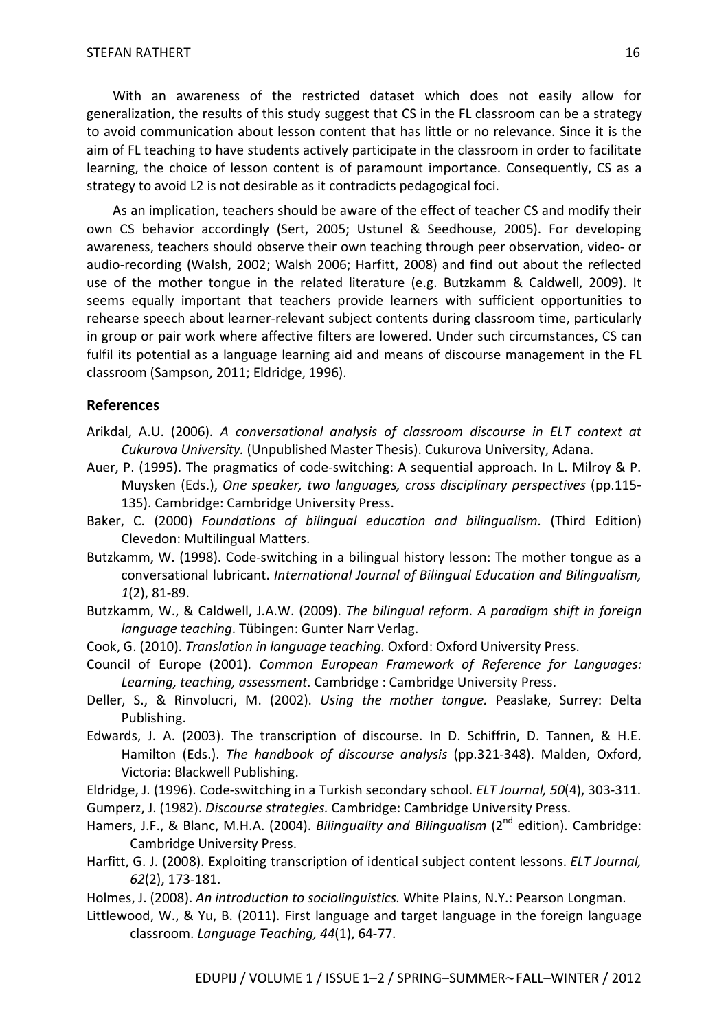With an awareness of the restricted dataset which does not easily allow for generalization, the results of this study suggest that CS in the FL classroom can be a strategy to avoid communication about lesson content that has little or no relevance. Since it is the aim of FL teaching to have students actively participate in the classroom in order to facilitate learning, the choice of lesson content is of paramount importance. Consequently, CS as a strategy to avoid L2 is not desirable as it contradicts pedagogical foci.

As an implication, teachers should be aware of the effect of teacher CS and modify their own CS behavior accordingly (Sert, 2005; Ustunel & Seedhouse, 2005). For developing awareness, teachers should observe their own teaching through peer observation, video- or audio-recording (Walsh, 2002; Walsh 2006; Harfitt, 2008) and find out about the reflected use of the mother tongue in the related literature (e.g. Butzkamm & Caldwell, 2009). It seems equally important that teachers provide learners with sufficient opportunities to rehearse speech about learner-relevant subject contents during classroom time, particularly in group or pair work where affective filters are lowered. Under such circumstances, CS can fulfil its potential as a language learning aid and means of discourse management in the FL classroom (Sampson, 2011; Eldridge, 1996).

## References

Arikdal, A.U. (2006). *A conversational analysis of classroom discourse in ELT context at Cukurova University.* (Unpublished Master Thesis). Cukurova University, Adana.

Auer, P. (1995). The pragmatics of code-switching: A sequential approach. In L. Milroy & P. Muysken (Eds.), *One speaker, two languages, cross disciplinary perspectives* (pp.115-135). Cambridge: Cambridge University Press.

Baker, C. (2000) *Foundations of bilingual education and bilingualism.* (Third Edition) Clevedon: Multilingual Matters.

Butzkamm, W. (1998). Code-switching in a bilingual history lesson: The mother tongue as a conversational lubricant. *International Journal of Bilingual Education and Bilingualism, 1*(2), 81-89.

Butzkamm, W., & Caldwell, J.A.W. (2009). *The bilingual reform. A paradigm shift in foreign language teaching*. Tübingen: Gunter Narr Verlag.

Cook, G. (2010). *Translation in language teaching.* Oxford: Oxford University Press.

Council of Europe (2001). *Common European Framework of Reference for Languages: Learning, teaching, assessment*. Cambridge : Cambridge University Press.

Deller, S., & Rinvolucri, M. (2002). *Using the mother tongue.* Peaslake, Surrey: Delta Publishing.

Edwards, J. A. (2003). The transcription of discourse. In D. Schiffrin, D. Tannen, & H.E. Hamilton (Eds.). *The handbook of discourse analysis* (pp.321-348). Malden, Oxford, Victoria: Blackwell Publishing.

Eldridge, J. (1996). Code-switching in a Turkish secondary school. *ELT Journal, 50*(4), 303-311.

Gumperz, J. (1982). *Discourse strategies.* Cambridge: Cambridge University Press.

Hamers, J.F., & Blanc, M.H.A. (2004). *Bilinguality and Bilingualism* (2nd edition). Cambridge: Cambridge University Press.

Harfitt, G. J. (2008). Exploiting transcription of identical subject content lessons. *ELT Journal, 62*(2), 173-181.

Holmes, J. (2008). *An introduction to sociolinguistics.* White Plains, N.Y.: Pearson Longman.

Littlewood, W., & Yu, B. (2011). First language and target language in the foreign language classroom. *Language Teaching, 44*(1), 64-77.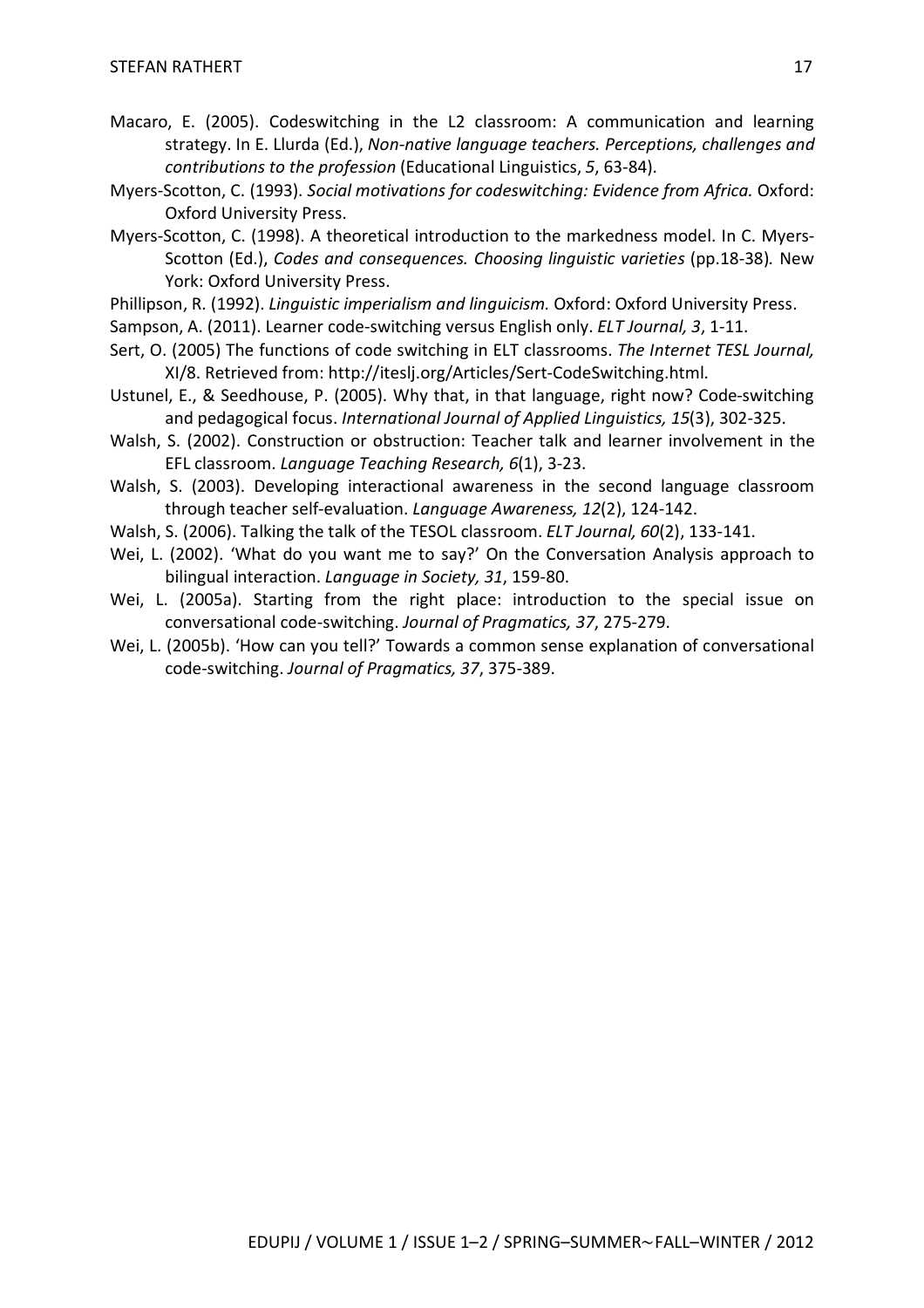Macaro, E. (2005). Codeswitching in the L2 classroom: A communication and learning strategy. In E. Llurda (Ed.), *Non-native language teachers. Perceptions, challenges and contributions to the profession* (Educational Linguistics, *5*, 63-84).

Myers-Scotton, C. (1993). *Social motivations for codeswitching: Evidence from Africa.* Oxford: Oxford University Press.

Myers-Scotton, C. (1998). A theoretical introduction to the markedness model. In C. Myers-Scotton (Ed.), *Codes and consequences. Choosing linguistic varieties* (pp.18-38)*.* New York: Oxford University Press.

Phillipson, R. (1992). *Linguistic imperialism and linguicism.* Oxford: Oxford University Press.

Sampson, A. (2011). Learner code-switching versus English only. *ELT Journal, 3*, 1-11.

Sert, O. (2005) The functions of code switching in ELT classrooms. *The Internet TESL Journal,* XI/8. Retrieved from: http://iteslj.org/Articles/Sert-CodeSwitching.html.

Ustunel, E., & Seedhouse, P. (2005). Why that, in that language, right now? Code-switching and pedagogical focus. *International Journal of Applied Linguistics, 15*(3), 302-325.

Walsh, S. (2002). Construction or obstruction: Teacher talk and learner involvement in the EFL classroom. *Language Teaching Research, 6*(1), 3-23.

Walsh, S. (2003). Developing interactional awareness in the second language classroom through teacher self-evaluation. *Language Awareness, 12*(2), 124-142.

Walsh, S. (2006). Talking the talk of the TESOL classroom. *ELT Journal, 60*(2), 133-141.

Wei, L. (2002). 'What do you want me to say?' On the Conversation Analysis approach to bilingual interaction. *Language in Society, 31*, 159-80.

Wei, L. (2005a). Starting from the right place: introduction to the special issue on conversational code-switching. *Journal of Pragmatics, 37*, 275-279.

Wei, L. (2005b). 'How can you tell?' Towards a common sense explanation of conversational code-switching. *Journal of Pragmatics, 37*, 375-389.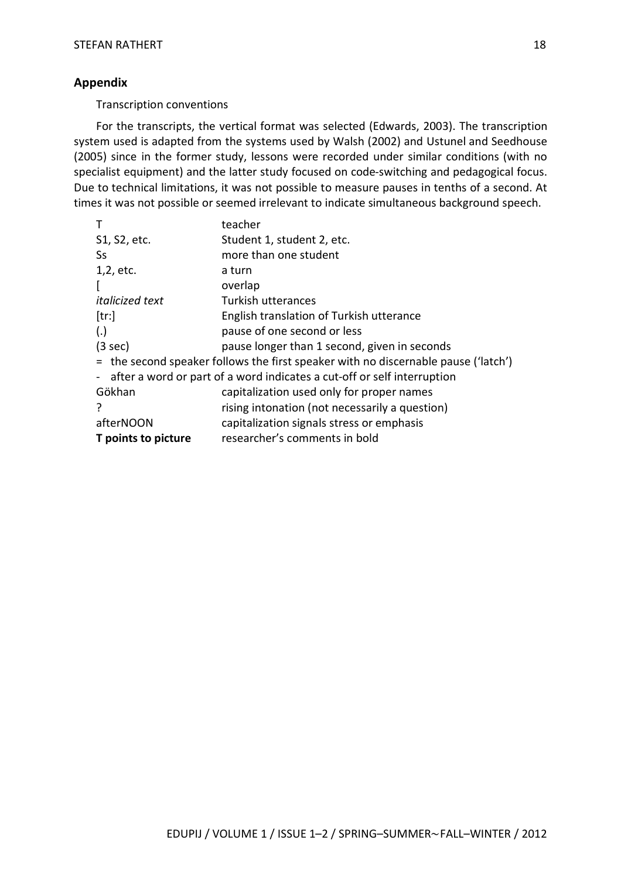## Appendix

Transcription conventions

For the transcripts, the vertical format was selected (Edwards, 2003). The transcription system used is adapted from the systems used by Walsh (2002) and Ustunel and Seedhouse (2005) since in the former study, lessons were recorded under similar conditions (with no specialist equipment) and the latter study focused on code-switching and pedagogical focus. Due to technical limitations, it was not possible to measure pauses in tenths of a second. At times it was not possible or seemed irrelevant to indicate simultaneous background speech.

| | |
|---|---|
| T | teacher |
| S1, S2, etc. | Student 1, student 2, etc. |
| Ss | more than one student |
| 1,2, etc. | a turn |
| [ | overlap |
| *italicized text* | Turkish utterances |
| [tr:] | English translation of Turkish utterance |
| (.) | pause of one second or less |
| (3 sec) | pause longer than 1 second, given in seconds |

= the second speaker follows the first speaker with no discernable pause ('latch')

- after a word or part of a word indicates a cut-off or self interruption

| | |
|---|---|
| Gökhan | capitalization used only for proper names |
| ? | rising intonation (not necessarily a question) |
| afterNOON | capitalization signals stress or emphasis |
| **T points to picture** | researcher's comments in bold |